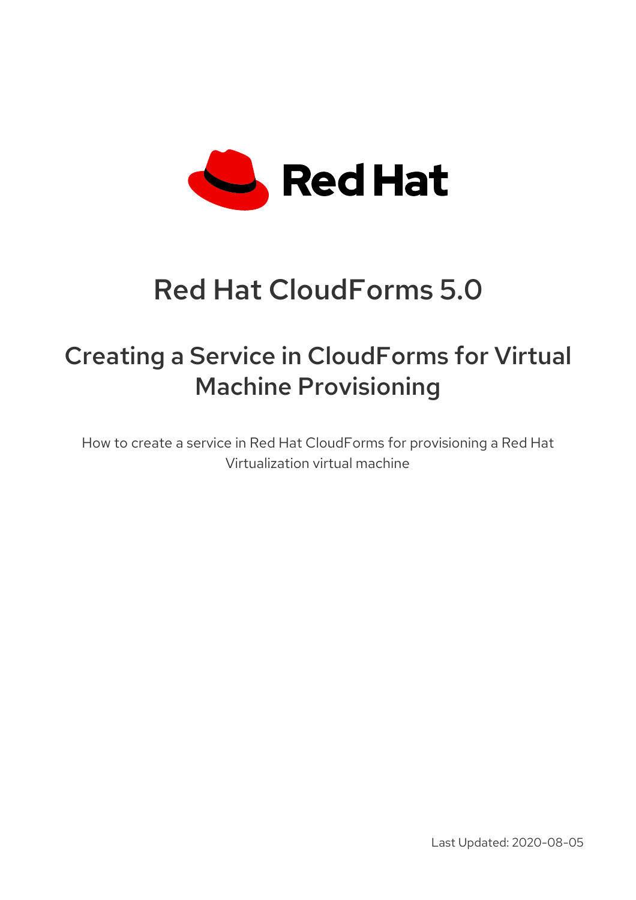Red Hat

# Red Hat CloudForms 5.0

## Creating a Service in CloudForms for Virtual Machine Provisioning

How to create a service in Red Hat CloudForms for provisioning a Red Hat Virtualization virtual machine

Last Updated: 2020-08-05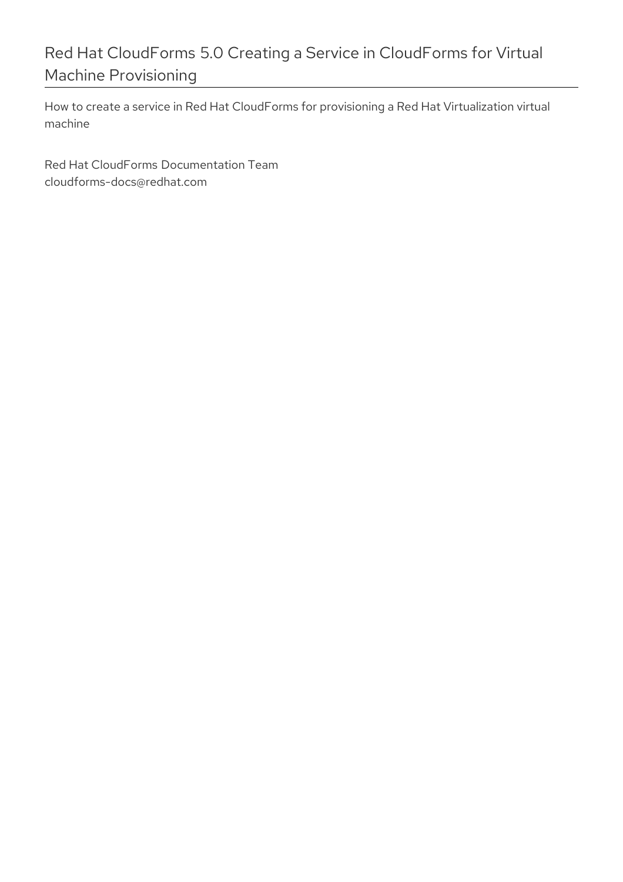# Red Hat CloudForms 5.0 Creating a Service in CloudForms for Virtual Machine Provisioning

How to create a service in Red Hat CloudForms for provisioning a Red Hat Virtualization virtual machine

Red Hat CloudForms Documentation Team
cloudforms-docs@redhat.com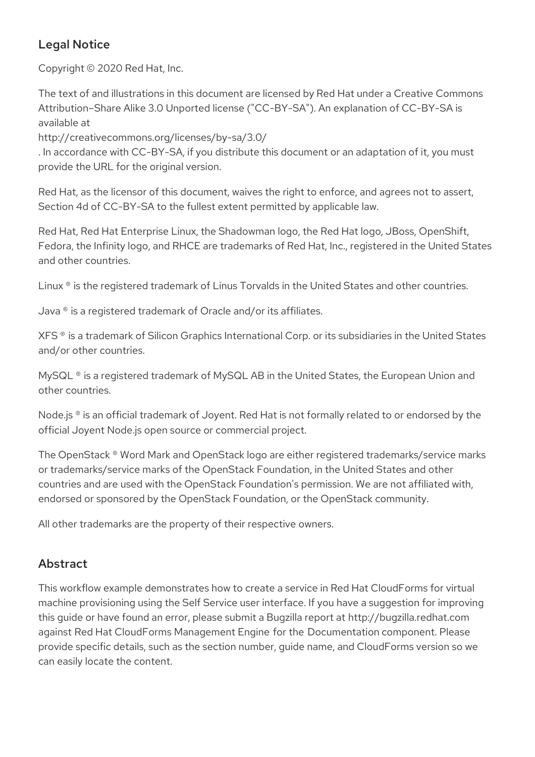## Legal Notice

Copyright © 2020 Red Hat, Inc.

The text of and illustrations in this document are licensed by Red Hat under a Creative Commons Attribution–Share Alike 3.0 Unported license ("CC-BY-SA"). An explanation of CC-BY-SA is available at
http://creativecommons.org/licenses/by-sa/3.0/
. In accordance with CC-BY-SA, if you distribute this document or an adaptation of it, you must provide the URL for the original version.

Red Hat, as the licensor of this document, waives the right to enforce, and agrees not to assert, Section 4d of CC-BY-SA to the fullest extent permitted by applicable law.

Red Hat, Red Hat Enterprise Linux, the Shadowman logo, the Red Hat logo, JBoss, OpenShift, Fedora, the Infinity logo, and RHCE are trademarks of Red Hat, Inc., registered in the United States and other countries.

Linux ® is the registered trademark of Linus Torvalds in the United States and other countries.

Java ® is a registered trademark of Oracle and/or its affiliates.

XFS ® is a trademark of Silicon Graphics International Corp. or its subsidiaries in the United States and/or other countries.

MySQL ® is a registered trademark of MySQL AB in the United States, the European Union and other countries.

Node.js ® is an official trademark of Joyent. Red Hat is not formally related to or endorsed by the official Joyent Node.js open source or commercial project.

The OpenStack ® Word Mark and OpenStack logo are either registered trademarks/service marks or trademarks/service marks of the OpenStack Foundation, in the United States and other countries and are used with the OpenStack Foundation's permission. We are not affiliated with, endorsed or sponsored by the OpenStack Foundation, or the OpenStack community.

All other trademarks are the property of their respective owners.

## Abstract

This workflow example demonstrates how to create a service in Red Hat CloudForms for virtual machine provisioning using the Self Service user interface. If you have a suggestion for improving this guide or have found an error, please submit a Bugzilla report at http://bugzilla.redhat.com against Red Hat CloudForms Management Engine for the Documentation component. Please provide specific details, such as the section number, guide name, and CloudForms version so we can easily locate the content.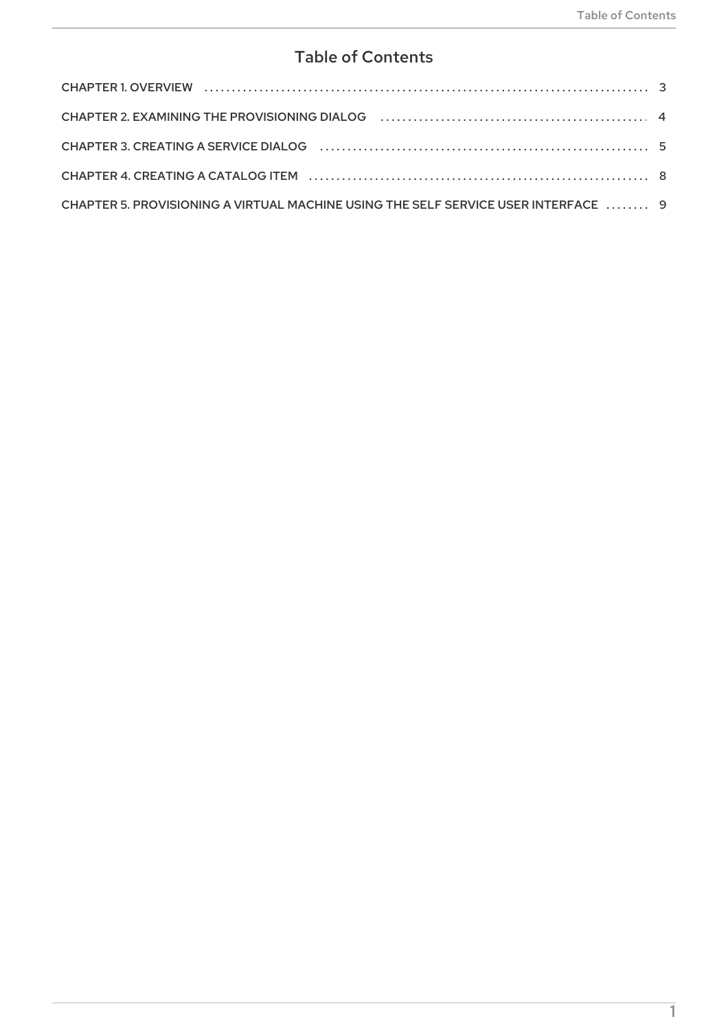# Table of Contents

CHAPTER 1. OVERVIEW ........................................................................................ 3

CHAPTER 2. EXAMINING THE PROVISIONING DIALOG ........................................................ 4

CHAPTER 3. CREATING A SERVICE DIALOG ................................................................ 5

CHAPTER 4. CREATING A CATALOG ITEM .................................................................. 8

CHAPTER 5. PROVISIONING A VIRTUAL MACHINE USING THE SELF SERVICE USER INTERFACE ........ 9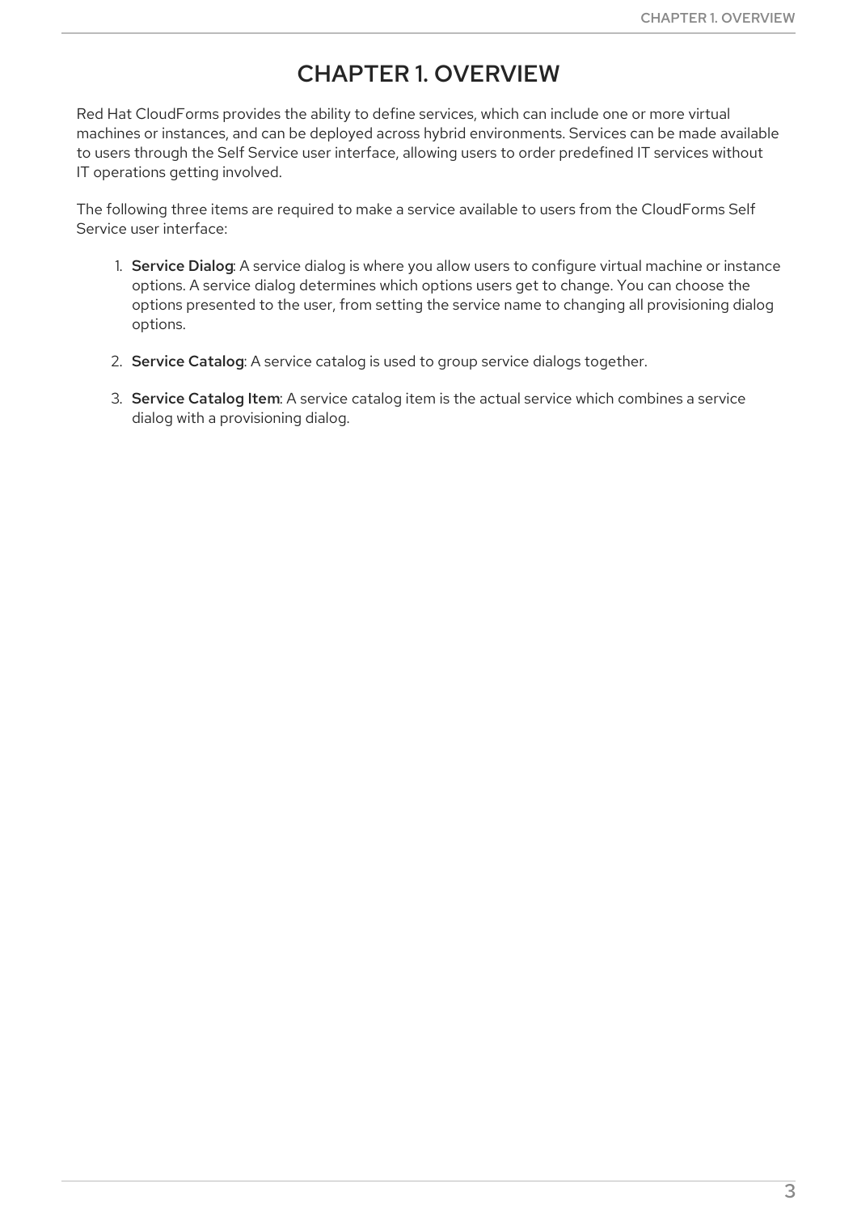# CHAPTER 1. OVERVIEW

Red Hat CloudForms provides the ability to define services, which can include one or more virtual machines or instances, and can be deployed across hybrid environments. Services can be made available to users through the Self Service user interface, allowing users to order predefined IT services without IT operations getting involved.

The following three items are required to make a service available to users from the CloudForms Self Service user interface:

1. **Service Dialog**: A service dialog is where you allow users to configure virtual machine or instance options. A service dialog determines which options users get to change. You can choose the options presented to the user, from setting the service name to changing all provisioning dialog options.

2. **Service Catalog**: A service catalog is used to group service dialogs together.

3. **Service Catalog Item**: A service catalog item is the actual service which combines a service dialog with a provisioning dialog.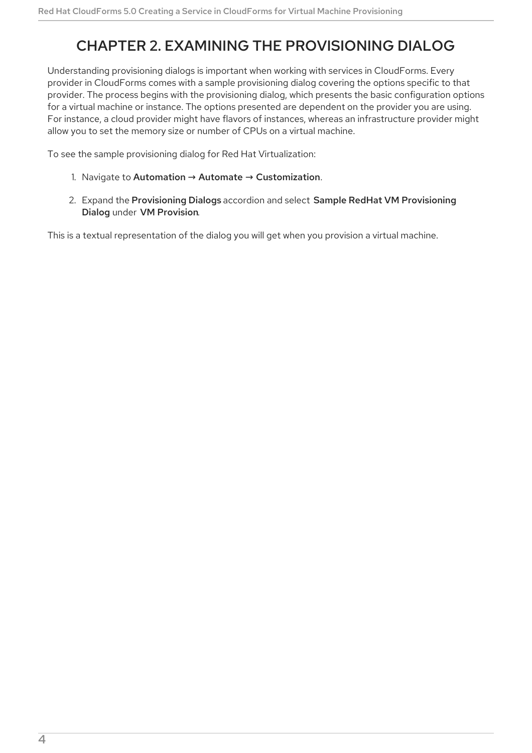# CHAPTER 2. EXAMINING THE PROVISIONING DIALOG

Understanding provisioning dialogs is important when working with services in CloudForms. Every provider in CloudForms comes with a sample provisioning dialog covering the options specific to that provider. The process begins with the provisioning dialog, which presents the basic configuration options for a virtual machine or instance. The options presented are dependent on the provider you are using. For instance, a cloud provider might have flavors of instances, whereas an infrastructure provider might allow you to set the memory size or number of CPUs on a virtual machine.

To see the sample provisioning dialog for Red Hat Virtualization:

1. Navigate to **Automation → Automate → Customization**.
2. Expand the **Provisioning Dialogs** accordion and select **Sample RedHat VM Provisioning Dialog** under **VM Provision**.

This is a textual representation of the dialog you will get when you provision a virtual machine.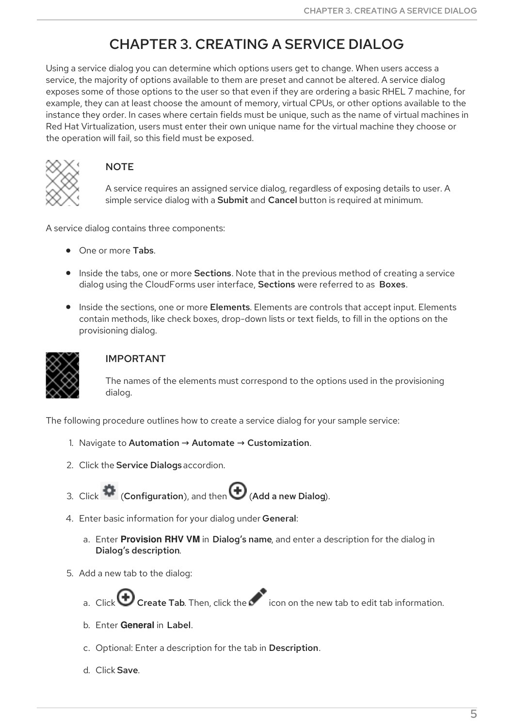# CHAPTER 3. CREATING A SERVICE DIALOG

Using a service dialog you can determine which options users get to change. When users access a service, the majority of options available to them are preset and cannot be altered. A service dialog exposes some of those options to the user so that even if they are ordering a basic RHEL 7 machine, for example, they can at least choose the amount of memory, virtual CPUs, or other options available to the instance they order. In cases where certain fields must be unique, such as the name of virtual machines in Red Hat Virtualization, users must enter their own unique name for the virtual machine they choose or the operation will fail, so this field must be exposed.

> **NOTE**
>
> A service requires an assigned service dialog, regardless of exposing details to user. A simple service dialog with a **Submit** and **Cancel** button is required at minimum.

A service dialog contains three components:

- One or more **Tabs**.
- Inside the tabs, one or more **Sections**. Note that in the previous method of creating a service dialog using the CloudForms user interface, **Sections** were referred to as **Boxes**.
- Inside the sections, one or more **Elements**. Elements are controls that accept input. Elements contain methods, like check boxes, drop-down lists or text fields, to fill in the options on the provisioning dialog.

> **IMPORTANT**
>
> The names of the elements must correspond to the options used in the provisioning dialog.

The following procedure outlines how to create a service dialog for your sample service:

1. Navigate to **Automation → Automate → Customization**.
2. Click the **Service Dialogs** accordion.
3. Click (**Configuration**), and then (**Add a new Dialog**).
4. Enter basic information for your dialog under **General**:
   a. Enter **Provision RHV VM** in **Dialog's name**, and enter a description for the dialog in **Dialog's description**.
5. Add a new tab to the dialog:
   a. Click **Create Tab**. Then, click the icon on the new tab to edit tab information.
   b. Enter **General** in **Label**.
   c. Optional: Enter a description for the tab in **Description**.
   d. Click **Save**.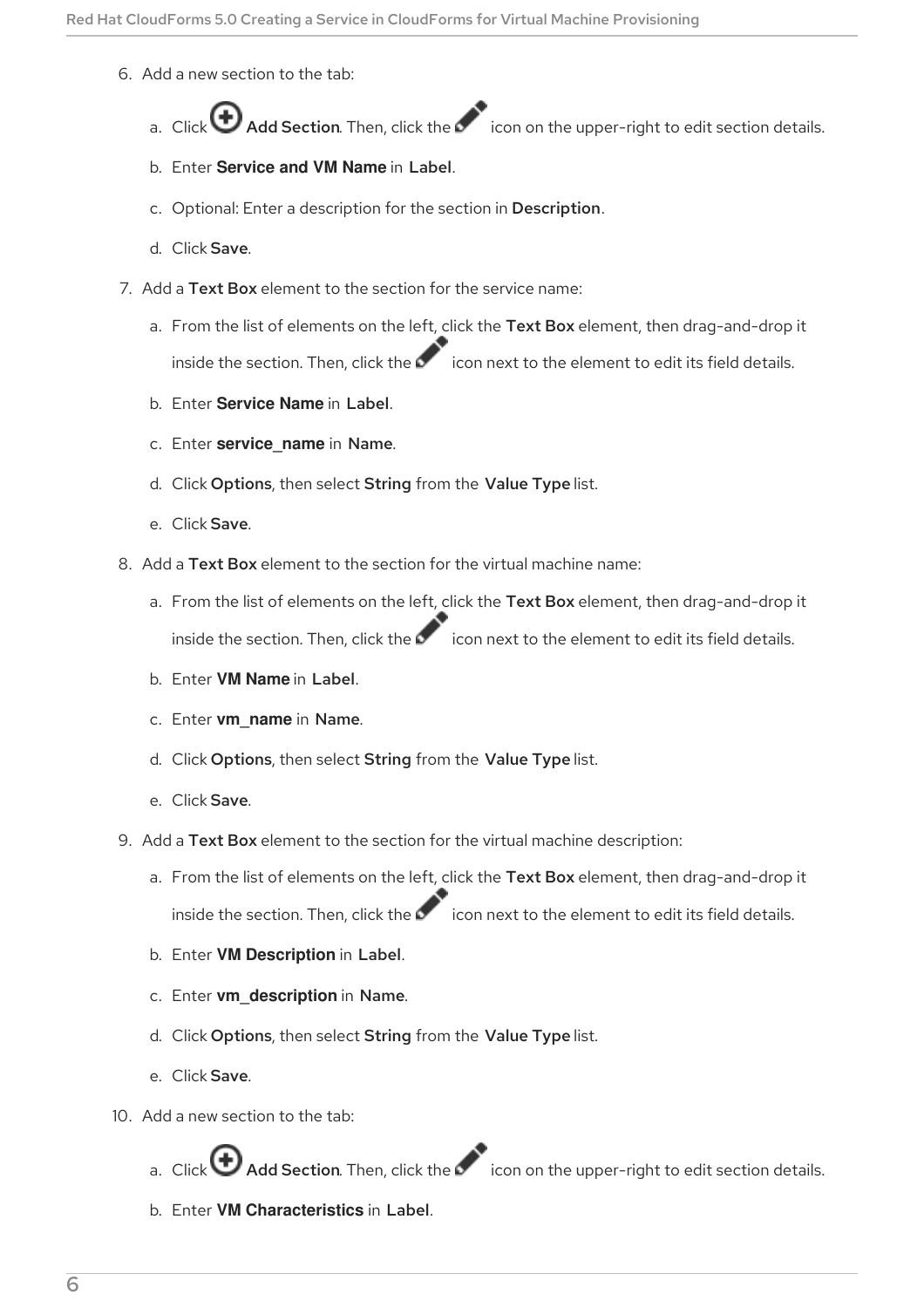6. Add a new section to the tab:

   a. Click **Add Section**. Then, click the icon on the upper-right to edit section details.

   b. Enter **Service and VM Name** in **Label**.

   c. Optional: Enter a description for the section in **Description**.

   d. Click **Save**.

7. Add a **Text Box** element to the section for the service name:

   a. From the list of elements on the left, click the **Text Box** element, then drag-and-drop it inside the section. Then, click the icon next to the element to edit its field details.

   b. Enter **Service Name** in **Label**.

   c. Enter **service_name** in **Name**.

   d. Click **Options**, then select **String** from the **Value Type** list.

   e. Click **Save**.

8. Add a **Text Box** element to the section for the virtual machine name:

   a. From the list of elements on the left, click the **Text Box** element, then drag-and-drop it inside the section. Then, click the icon next to the element to edit its field details.

   b. Enter **VM Name** in **Label**.

   c. Enter **vm_name** in **Name**.

   d. Click **Options**, then select **String** from the **Value Type** list.

   e. Click **Save**.

9. Add a **Text Box** element to the section for the virtual machine description:

   a. From the list of elements on the left, click the **Text Box** element, then drag-and-drop it inside the section. Then, click the icon next to the element to edit its field details.

   b. Enter **VM Description** in **Label**.

   c. Enter **vm_description** in **Name**.

   d. Click **Options**, then select **String** from the **Value Type** list.

   e. Click **Save**.

10. Add a new section to the tab:

    a. Click **Add Section**. Then, click the icon on the upper-right to edit section details.

    b. Enter **VM Characteristics** in **Label**.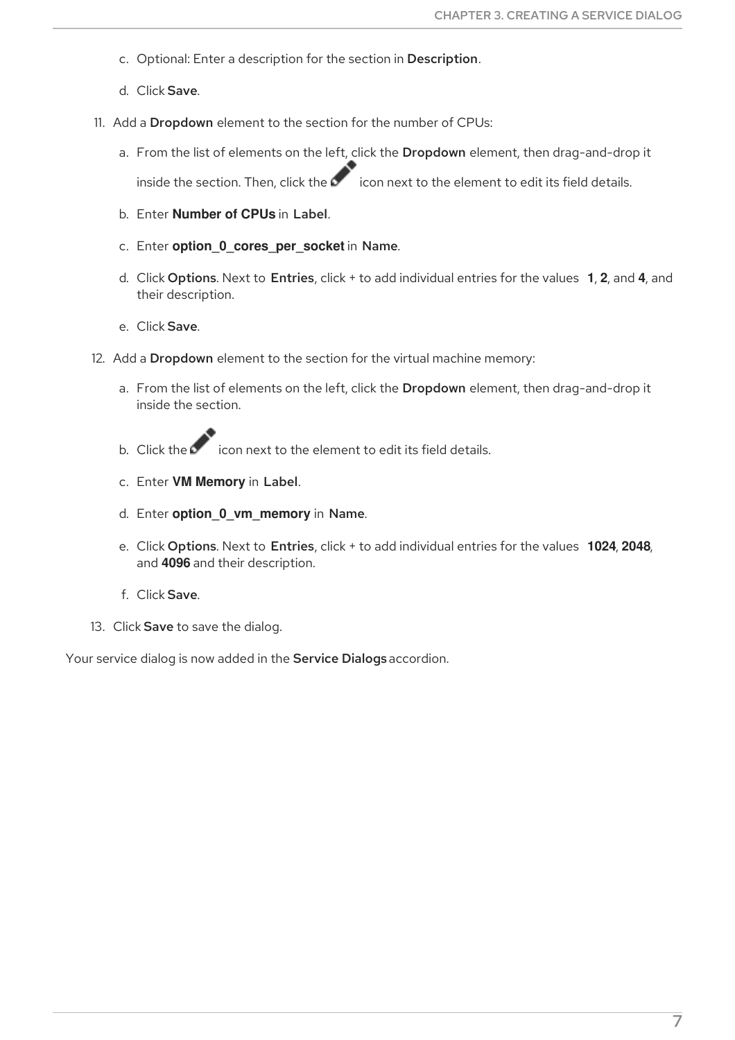c. Optional: Enter a description for the section in **Description**.

d. Click **Save**.

11. Add a **Dropdown** element to the section for the number of CPUs:

    a. From the list of elements on the left, click the **Dropdown** element, then drag-and-drop it inside the section. Then, click the icon next to the element to edit its field details.

    b. Enter **Number of CPUs** in **Label**.

    c. Enter **option_0_cores_per_socket** in **Name**.

    d. Click **Options**. Next to **Entries**, click + to add individual entries for the values **1**, **2**, and **4**, and their description.

    e. Click **Save**.

12. Add a **Dropdown** element to the section for the virtual machine memory:

    a. From the list of elements on the left, click the **Dropdown** element, then drag-and-drop it inside the section.

    b. Click the icon next to the element to edit its field details.

    c. Enter **VM Memory** in **Label**.

    d. Enter **option_0_vm_memory** in **Name**.

    e. Click **Options**. Next to **Entries**, click + to add individual entries for the values **1024**, **2048**, and **4096** and their description.

    f. Click **Save**.

13. Click **Save** to save the dialog.

Your service dialog is now added in the **Service Dialogs** accordion.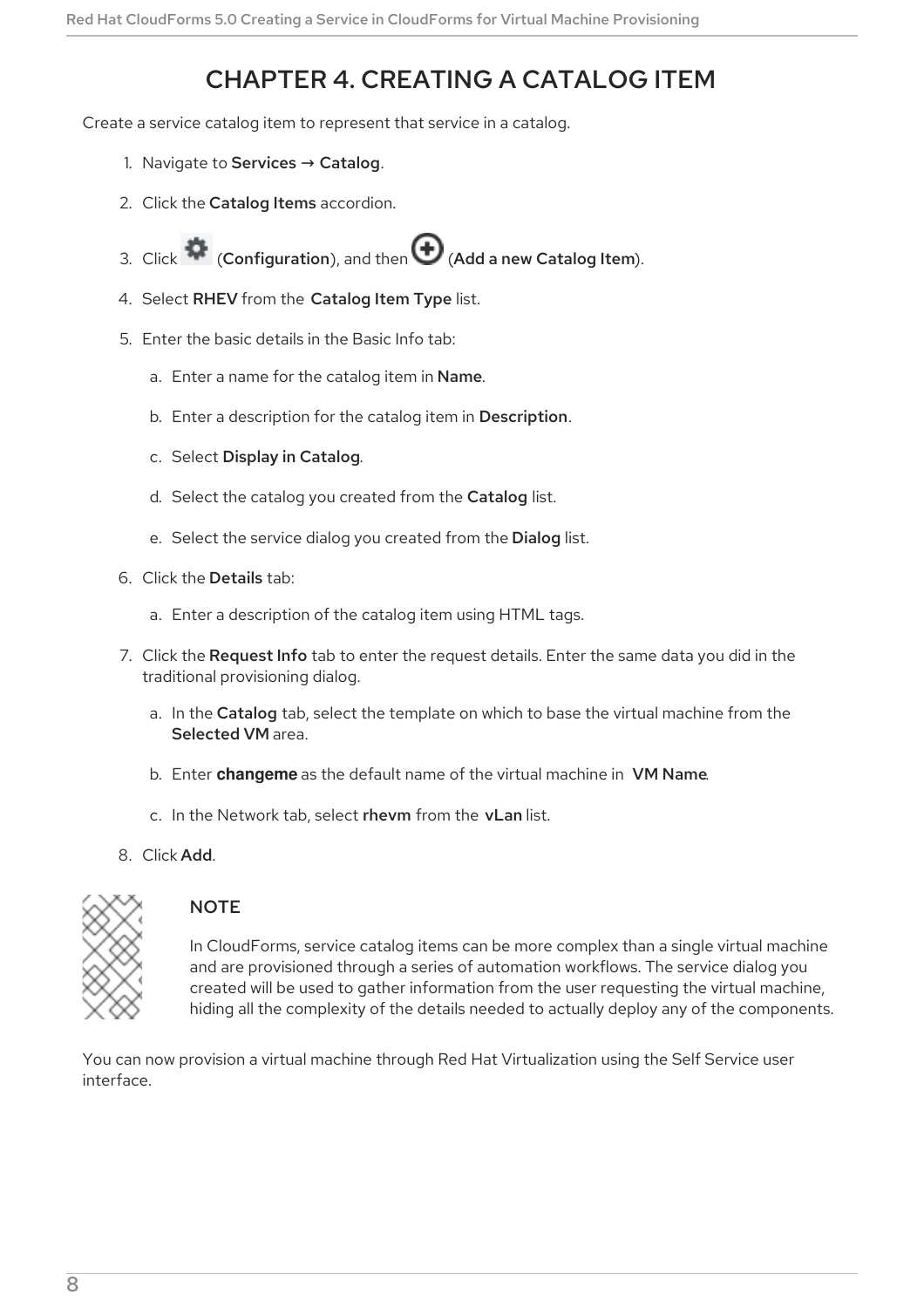# CHAPTER 4. CREATING A CATALOG ITEM

Create a service catalog item to represent that service in a catalog.

1. Navigate to **Services → Catalog**.
2. Click the **Catalog Items** accordion.
3. Click (**Configuration**), and then (**Add a new Catalog Item**).
4. Select **RHEV** from the **Catalog Item Type** list.
5. Enter the basic details in the Basic Info tab:
   a. Enter a name for the catalog item in **Name**.
   b. Enter a description for the catalog item in **Description**.
   c. Select **Display in Catalog**.
   d. Select the catalog you created from the **Catalog** list.
   e. Select the service dialog you created from the **Dialog** list.
6. Click the **Details** tab:
   a. Enter a description of the catalog item using HTML tags.
7. Click the **Request Info** tab to enter the request details. Enter the same data you did in the traditional provisioning dialog.
   a. In the **Catalog** tab, select the template on which to base the virtual machine from the **Selected VM** area.
   b. Enter **changeme** as the default name of the virtual machine in **VM Name**.
   c. In the Network tab, select **rhevm** from the **vLan** list.
8. Click **Add**.

**NOTE**

In CloudForms, service catalog items can be more complex than a single virtual machine and are provisioned through a series of automation workflows. The service dialog you created will be used to gather information from the user requesting the virtual machine, hiding all the complexity of the details needed to actually deploy any of the components.

You can now provision a virtual machine through Red Hat Virtualization using the Self Service user interface.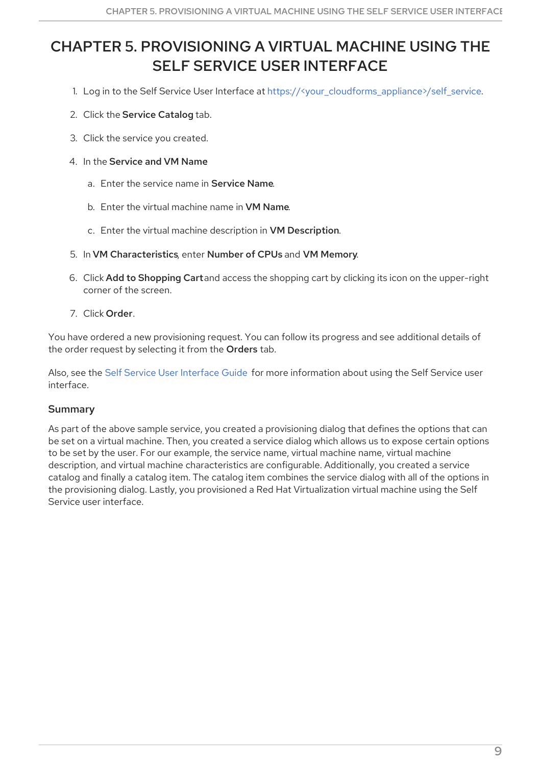# CHAPTER 5. PROVISIONING A VIRTUAL MACHINE USING THE SELF SERVICE USER INTERFACE

1. Log in to the Self Service User Interface at https://<your_cloudforms_appliance>/self_service.
2. Click the **Service Catalog** tab.
3. Click the service you created.
4. In the **Service and VM Name**
   a. Enter the service name in **Service Name**.
   b. Enter the virtual machine name in **VM Name**.
   c. Enter the virtual machine description in **VM Description**.
5. In **VM Characteristics**, enter **Number of CPUs** and **VM Memory**.
6. Click **Add to Shopping Cart** and access the shopping cart by clicking its icon on the upper-right corner of the screen.
7. Click **Order**.

You have ordered a new provisioning request. You can follow its progress and see additional details of the order request by selecting it from the **Orders** tab.

Also, see the Self Service User Interface Guide for more information about using the Self Service user interface.

### Summary

As part of the above sample service, you created a provisioning dialog that defines the options that can be set on a virtual machine. Then, you created a service dialog which allows us to expose certain options to be set by the user. For our example, the service name, virtual machine name, virtual machine description, and virtual machine characteristics are configurable. Additionally, you created a service catalog and finally a catalog item. The catalog item combines the service dialog with all of the options in the provisioning dialog. Lastly, you provisioned a Red Hat Virtualization virtual machine using the Self Service user interface.